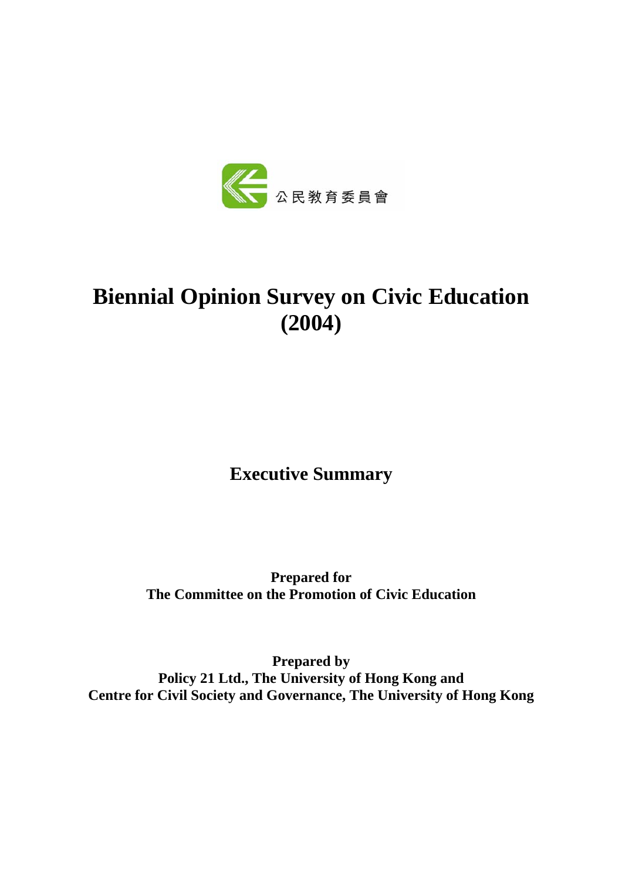公民教育委員會

# Biennial Opinion Survey on Civic Education (2004)

## Executive Summary

**Prepared for**
**The Committee on the Promotion of Civic Education**

**Prepared by**
**Policy 21 Ltd., The University of Hong Kong and**
**Centre for Civil Society and Governance, The University of Hong Kong**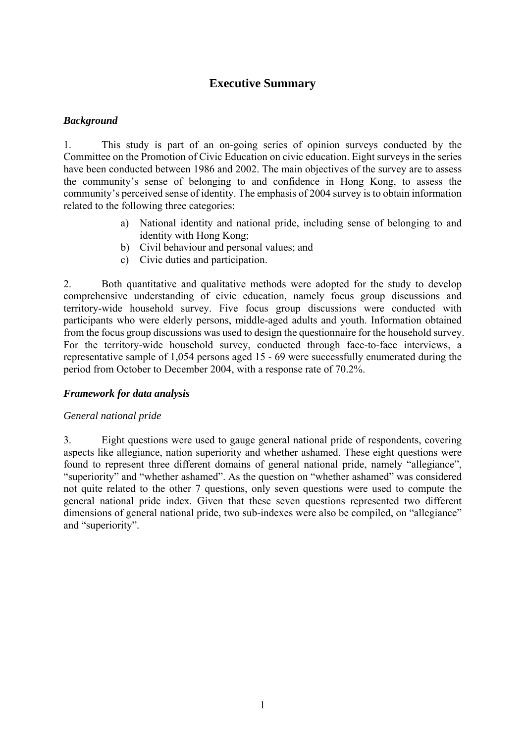# Executive Summary

***Background***

1. This study is part of an on-going series of opinion surveys conducted by the Committee on the Promotion of Civic Education on civic education. Eight surveys in the series have been conducted between 1986 and 2002. The main objectives of the survey are to assess the community's sense of belonging to and confidence in Hong Kong, to assess the community's perceived sense of identity. The emphasis of 2004 survey is to obtain information related to the following three categories:

a) National identity and national pride, including sense of belonging to and identity with Hong Kong;
b) Civil behaviour and personal values; and
c) Civic duties and participation.

2. Both quantitative and qualitative methods were adopted for the study to develop comprehensive understanding of civic education, namely focus group discussions and territory-wide household survey. Five focus group discussions were conducted with participants who were elderly persons, middle-aged adults and youth. Information obtained from the focus group discussions was used to design the questionnaire for the household survey. For the territory-wide household survey, conducted through face-to-face interviews, a representative sample of 1,054 persons aged 15 - 69 were successfully enumerated during the period from October to December 2004, with a response rate of 70.2%.

***Framework for data analysis***

*General national pride*

3. Eight questions were used to gauge general national pride of respondents, covering aspects like allegiance, nation superiority and whether ashamed. These eight questions were found to represent three different domains of general national pride, namely "allegiance", "superiority" and "whether ashamed". As the question on "whether ashamed" was considered not quite related to the other 7 questions, only seven questions were used to compute the general national pride index. Given that these seven questions represented two different dimensions of general national pride, two sub-indexes were also be compiled, on "allegiance" and "superiority".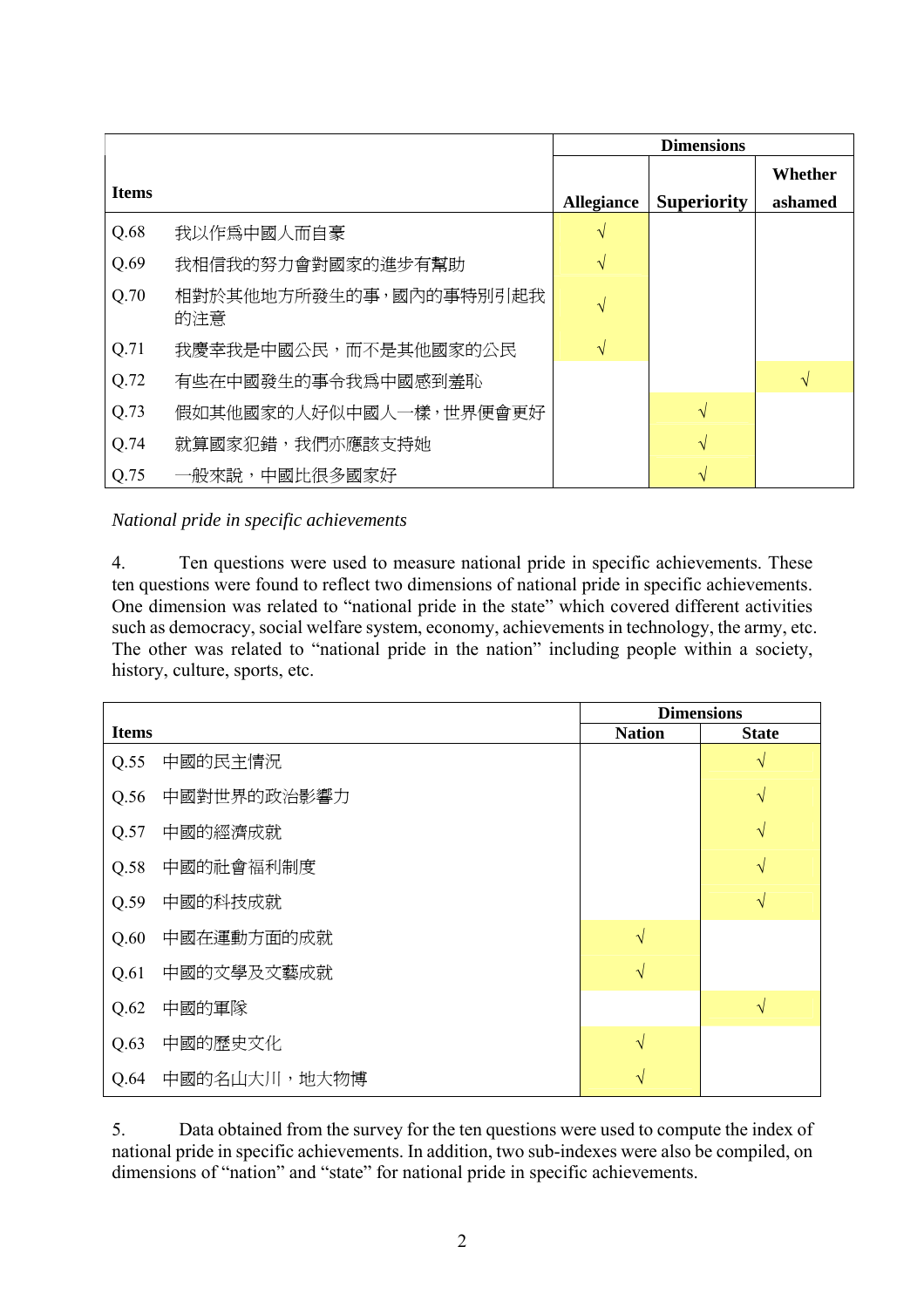| Items | | Dimensions | | |
|---|---|---|---|---|
| | | Allegiance | Superiority | Whether ashamed |
| Q.68 | 我以作爲中國人而自豪 | √ | | |
| Q.69 | 我相信我的努力會對國家的進步有幫助 | √ | | |
| Q.70 | 相對於其他地方所發生的事，國內的事特別引起我的注意 | √ | | |
| Q.71 | 我慶幸我是中國公民，而不是其他國家的公民 | √ | | |
| Q.72 | 有些在中國發生的事令我爲中國感到羞恥 | | | √ |
| Q.73 | 假如其他國家的人好似中國人一樣，世界便會更好 | | √ | |
| Q.74 | 就算國家犯錯，我們亦應該支持她 | | √ | |
| Q.75 | 一般來說，中國比很多國家好 | | √ | |

*National pride in specific achievements*

4. Ten questions were used to measure national pride in specific achievements. These ten questions were found to reflect two dimensions of national pride in specific achievements. One dimension was related to "national pride in the state" which covered different activities such as democracy, social welfare system, economy, achievements in technology, the army, etc. The other was related to "national pride in the nation" including people within a society, history, culture, sports, etc.

| Items | | Dimensions | |
|---|---|---|---|
| | | Nation | State |
| Q.55 | 中國的民主情況 | | √ |
| Q.56 | 中國對世界的政治影響力 | | √ |
| Q.57 | 中國的經濟成就 | | √ |
| Q.58 | 中國的社會福利制度 | | √ |
| Q.59 | 中國的科技成就 | | √ |
| Q.60 | 中國在運動方面的成就 | √ | |
| Q.61 | 中國的文學及文藝成就 | √ | |
| Q.62 | 中國的軍隊 | | √ |
| Q.63 | 中國的歷史文化 | √ | |
| Q.64 | 中國的名山大川，地大物博 | √ | |

5. Data obtained from the survey for the ten questions were used to compute the index of national pride in specific achievements. In addition, two sub-indexes were also be compiled, on dimensions of "nation" and "state" for national pride in specific achievements.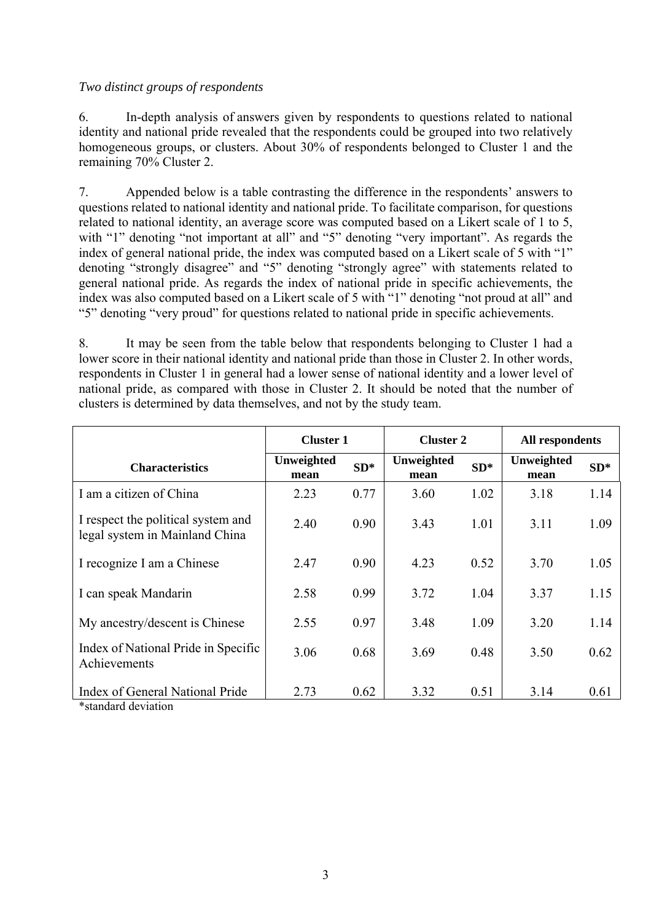*Two distinct groups of respondents*

6. In-depth analysis of answers given by respondents to questions related to national identity and national pride revealed that the respondents could be grouped into two relatively homogeneous groups, or clusters. About 30% of respondents belonged to Cluster 1 and the remaining 70% Cluster 2.

7. Appended below is a table contrasting the difference in the respondents' answers to questions related to national identity and national pride. To facilitate comparison, for questions related to national identity, an average score was computed based on a Likert scale of 1 to 5, with "1" denoting "not important at all" and "5" denoting "very important". As regards the index of general national pride, the index was computed based on a Likert scale of 5 with "1" denoting "strongly disagree" and "5" denoting "strongly agree" with statements related to general national pride. As regards the index of national pride in specific achievements, the index was also computed based on a Likert scale of 5 with "1" denoting "not proud at all" and "5" denoting "very proud" for questions related to national pride in specific achievements.

8. It may be seen from the table below that respondents belonging to Cluster 1 had a lower score in their national identity and national pride than those in Cluster 2. In other words, respondents in Cluster 1 in general had a lower sense of national identity and a lower level of national pride, as compared with those in Cluster 2. It should be noted that the number of clusters is determined by data themselves, and not by the study team.

| | **Cluster 1** | | **Cluster 2** | | **All respondents** | |
|---|---|---|---|---|---|---|
| **Characteristics** | **Unweighted mean** | **SD*** | **Unweighted mean** | **SD*** | **Unweighted mean** | **SD*** |
| I am a citizen of China | 2.23 | 0.77 | 3.60 | 1.02 | 3.18 | 1.14 |
| I respect the political system and legal system in Mainland China | 2.40 | 0.90 | 3.43 | 1.01 | 3.11 | 1.09 |
| I recognize I am a Chinese | 2.47 | 0.90 | 4.23 | 0.52 | 3.70 | 1.05 |
| I can speak Mandarin | 2.58 | 0.99 | 3.72 | 1.04 | 3.37 | 1.15 |
| My ancestry/descent is Chinese | 2.55 | 0.97 | 3.48 | 1.09 | 3.20 | 1.14 |
| Index of National Pride in Specific Achievements | 3.06 | 0.68 | 3.69 | 0.48 | 3.50 | 0.62 |
| Index of General National Pride | 2.73 | 0.62 | 3.32 | 0.51 | 3.14 | 0.61 |

*standard deviation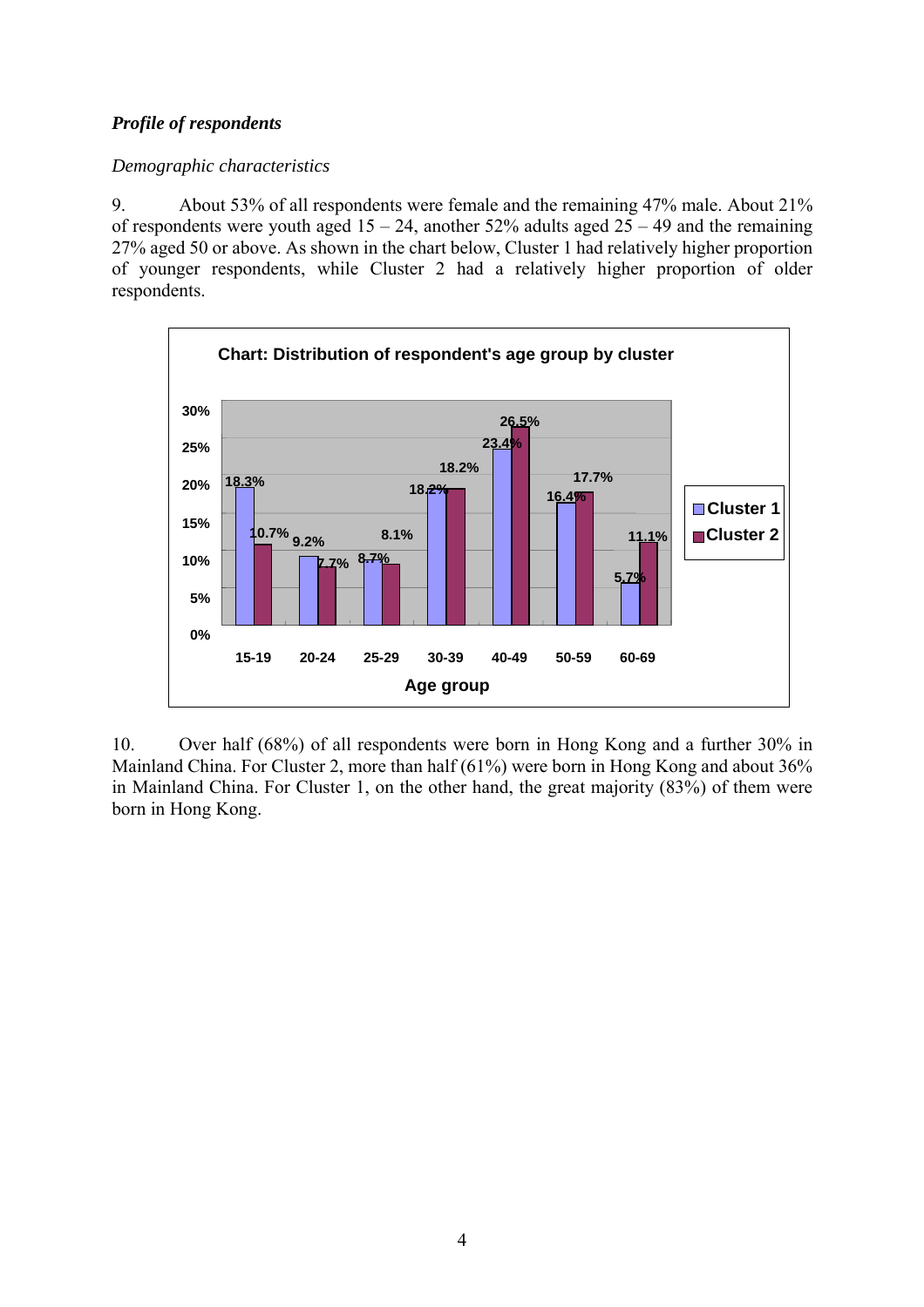***Profile of respondents***

*Demographic characteristics*

9. About 53% of all respondents were female and the remaining 47% male. About 21% of respondents were youth aged 15 – 24, another 52% adults aged 25 – 49 and the remaining 27% aged 50 or above. As shown in the chart below, Cluster 1 had relatively higher proportion of younger respondents, while Cluster 2 had a relatively higher proportion of older respondents.

**Chart: Distribution of respondent's age group by cluster**

| Age group | Cluster 1 | Cluster 2 |
|---|---|---|
| 15-19 | 18.3% | 10.7% |
| 20-24 | 9.2% | 7.7% |
| 25-29 | 8.7% | 8.1% |
| 30-39 | 18.2% | 18.2% |
| 40-49 | 23.4% | 26.5% |
| 50-59 | 16.4% | 17.7% |
| 60-69 | 5.7% | 11.1% |

10. Over half (68%) of all respondents were born in Hong Kong and a further 30% in Mainland China. For Cluster 2, more than half (61%) were born in Hong Kong and about 36% in Mainland China. For Cluster 1, on the other hand, the great majority (83%) of them were born in Hong Kong.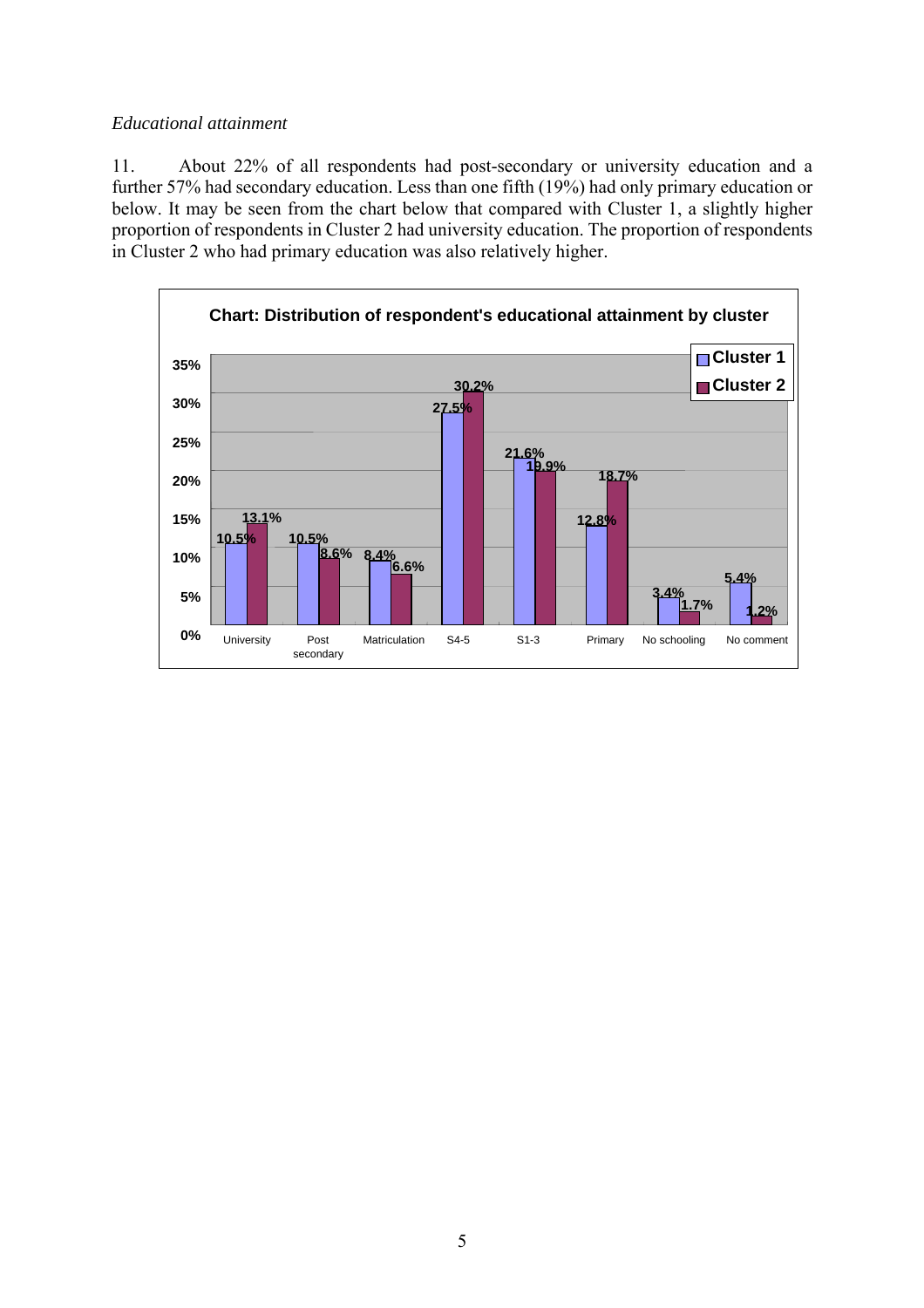*Educational attainment*

11. About 22% of all respondents had post-secondary or university education and a further 57% had secondary education. Less than one fifth (19%) had only primary education or below. It may be seen from the chart below that compared with Cluster 1, a slightly higher proportion of respondents in Cluster 2 had university education. The proportion of respondents in Cluster 2 who had primary education was also relatively higher.

**Chart: Distribution of respondent's educational attainment by cluster**

| | Cluster 1 | Cluster 2 |
|---|---|---|
| University | 10.5% | 13.1% |
| Post secondary | 10.5% | 8.6% |
| Matriculation | 8.4% | 6.6% |
| S4-5 | 27.5% | 30.2% |
| S1-3 | 21.6% | 19.9% |
| Primary | 12.8% | 18.7% |
| No schooling | 3.4% | 1.7% |
| No comment | 5.4% | 1.2% |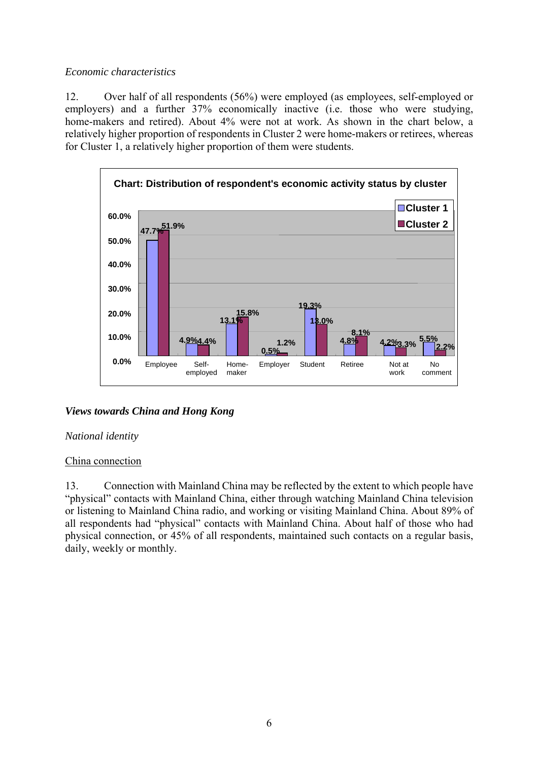*Economic characteristics*

12. Over half of all respondents (56%) were employed (as employees, self-employed or employers) and a further 37% economically inactive (i.e. those who were studying, home-makers and retired). About 4% were not at work. As shown in the chart below, a relatively higher proportion of respondents in Cluster 2 were home-makers or retirees, whereas for Cluster 1, a relatively higher proportion of them were students.

**Chart: Distribution of respondent's economic activity status by cluster**

| | Employee | Self-employed | Home-maker | Employer | Student | Retiree | Not at work | No comment |
|---|---|---|---|---|---|---|---|---|
| Cluster 1 | 47.7% | 4.9% | 13.1% | 0.5% | 19.3% | 4.8% | 4.2% | 5.5% |
| Cluster 2 | 51.9% | 4.4% | 15.8% | 1.2% | 13.0% | 8.1% | 3.3% | 2.2% |

***Views towards China and Hong Kong***

*National identity*

China connection

13. Connection with Mainland China may be reflected by the extent to which people have "physical" contacts with Mainland China, either through watching Mainland China television or listening to Mainland China radio, and working or visiting Mainland China. About 89% of all respondents had "physical" contacts with Mainland China. About half of those who had physical connection, or 45% of all respondents, maintained such contacts on a regular basis, daily, weekly or monthly.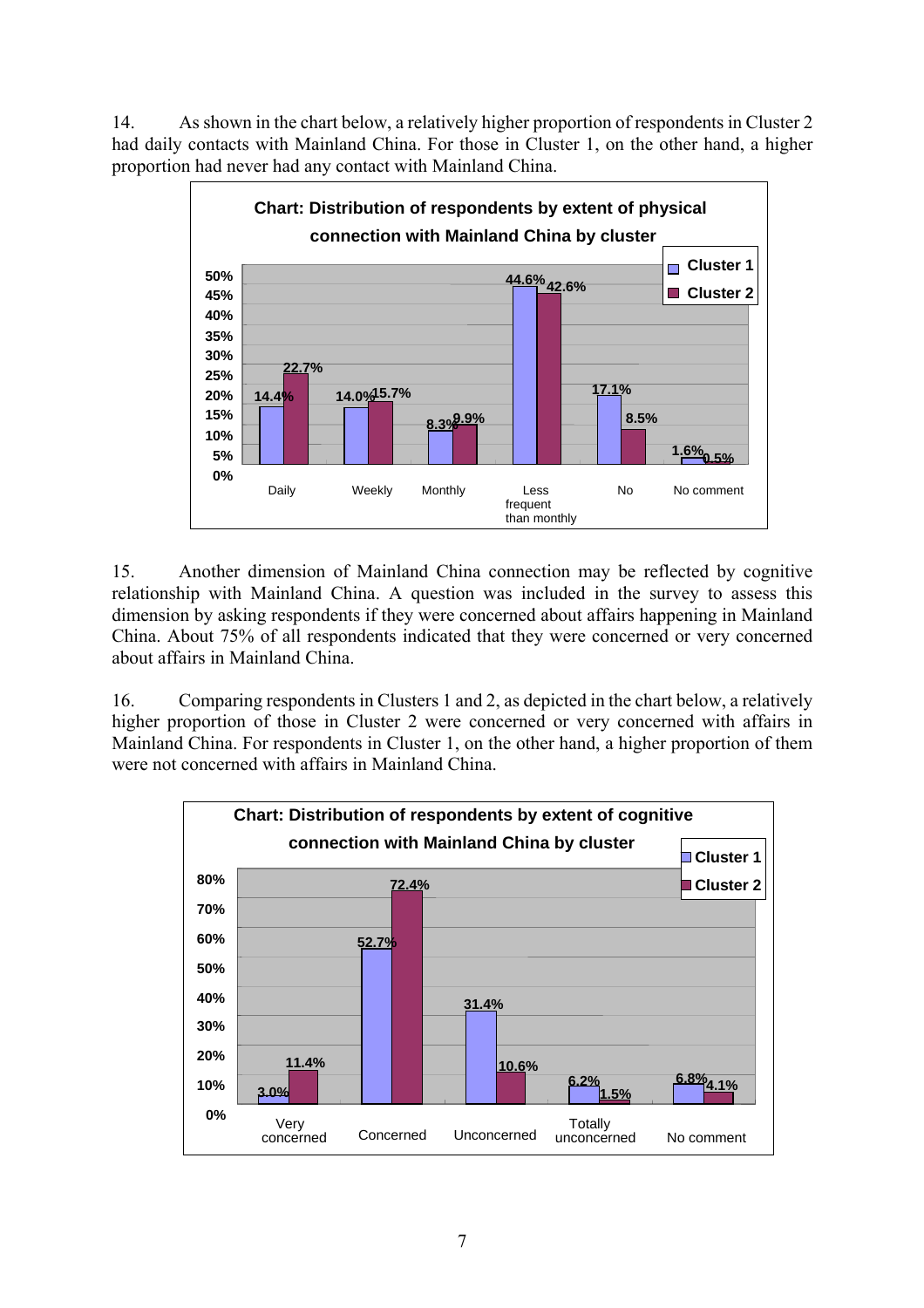14. As shown in the chart below, a relatively higher proportion of respondents in Cluster 2 had daily contacts with Mainland China. For those in Cluster 1, on the other hand, a higher proportion had never had any contact with Mainland China.

**Chart: Distribution of respondents by extent of physical connection with Mainland China by cluster**

| | Daily | Weekly | Monthly | Less frequent than monthly | No | No comment |
|---|---|---|---|---|---|---|
| Cluster 1 | 14.4% | 14.0% | 8.3% | 44.6% | 17.1% | 1.6% |
| Cluster 2 | 22.7% | 15.7% | 9.9% | 42.6% | 8.5% | 0.5% |

15. Another dimension of Mainland China connection may be reflected by cognitive relationship with Mainland China. A question was included in the survey to assess this dimension by asking respondents if they were concerned about affairs happening in Mainland China. About 75% of all respondents indicated that they were concerned or very concerned about affairs in Mainland China.

16. Comparing respondents in Clusters 1 and 2, as depicted in the chart below, a relatively higher proportion of those in Cluster 2 were concerned or very concerned with affairs in Mainland China. For respondents in Cluster 1, on the other hand, a higher proportion of them were not concerned with affairs in Mainland China.

**Chart: Distribution of respondents by extent of cognitive connection with Mainland China by cluster**

| | Very concerned | Concerned | Unconcerned | Totally unconcerned | No comment |
|---|---|---|---|---|---|
| Cluster 1 | 3.0% | 52.7% | 31.4% | 6.2% | 6.8% |
| Cluster 2 | 11.4% | 72.4% | 10.6% | 1.5% | 4.1% |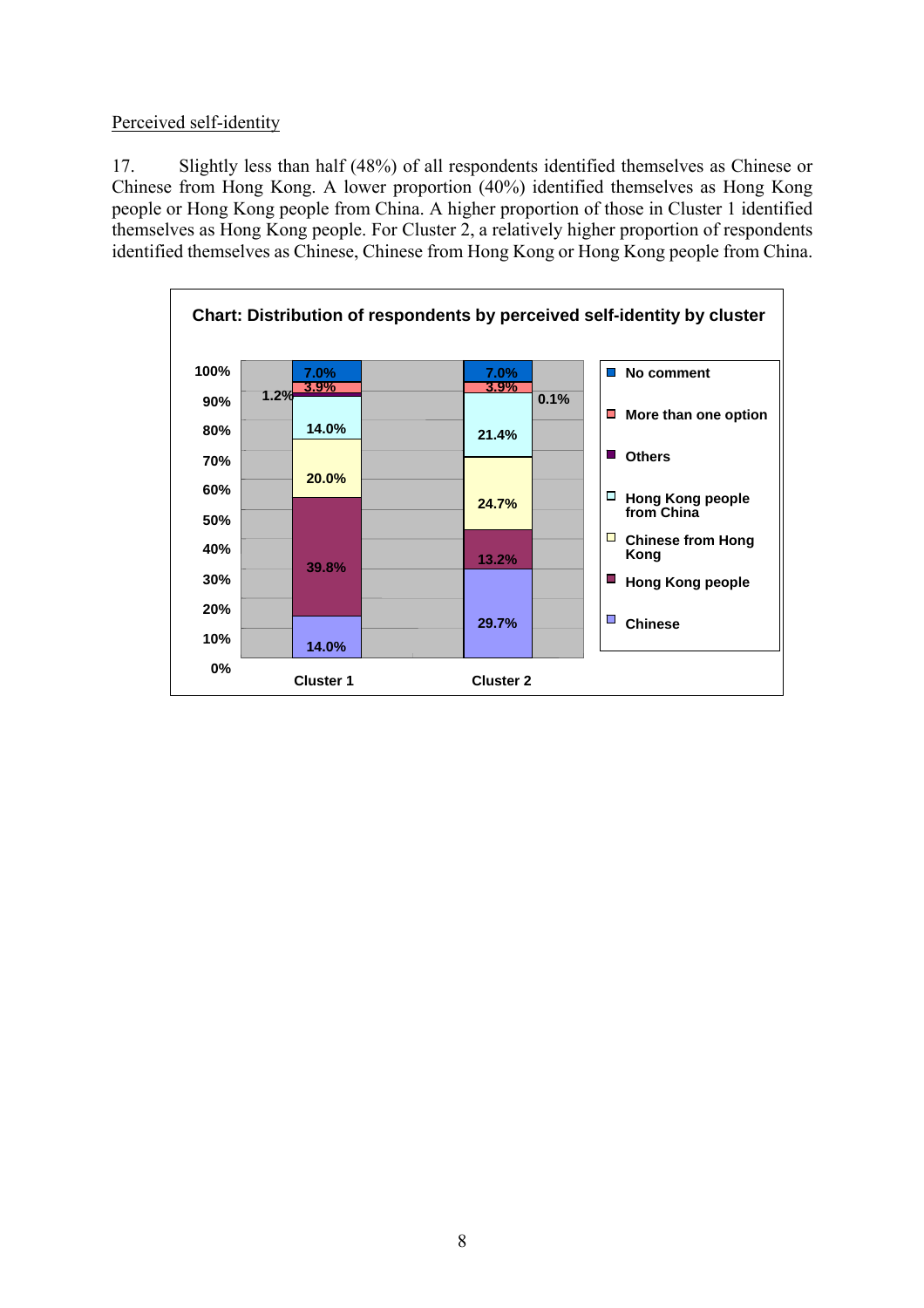Perceived self-identity

17. Slightly less than half (48%) of all respondents identified themselves as Chinese or Chinese from Hong Kong. A lower proportion (40%) identified themselves as Hong Kong people or Hong Kong people from China. A higher proportion of those in Cluster 1 identified themselves as Hong Kong people. For Cluster 2, a relatively higher proportion of respondents identified themselves as Chinese, Chinese from Hong Kong or Hong Kong people from China.

**Chart: Distribution of respondents by perceived self-identity by cluster**

| | Cluster 1 | Cluster 2 |
|---|---|---|
| No comment | 7.0% | 7.0% |
| More than one option | 3.9% | 3.9% |
| Others | 1.2% | 0.1% |
| Hong Kong people from China | 14.0% | 21.4% |
| Chinese from Hong Kong | 20.0% | 24.7% |
| Hong Kong people | 39.8% | 13.2% |
| Chinese | 14.0% | 29.7% |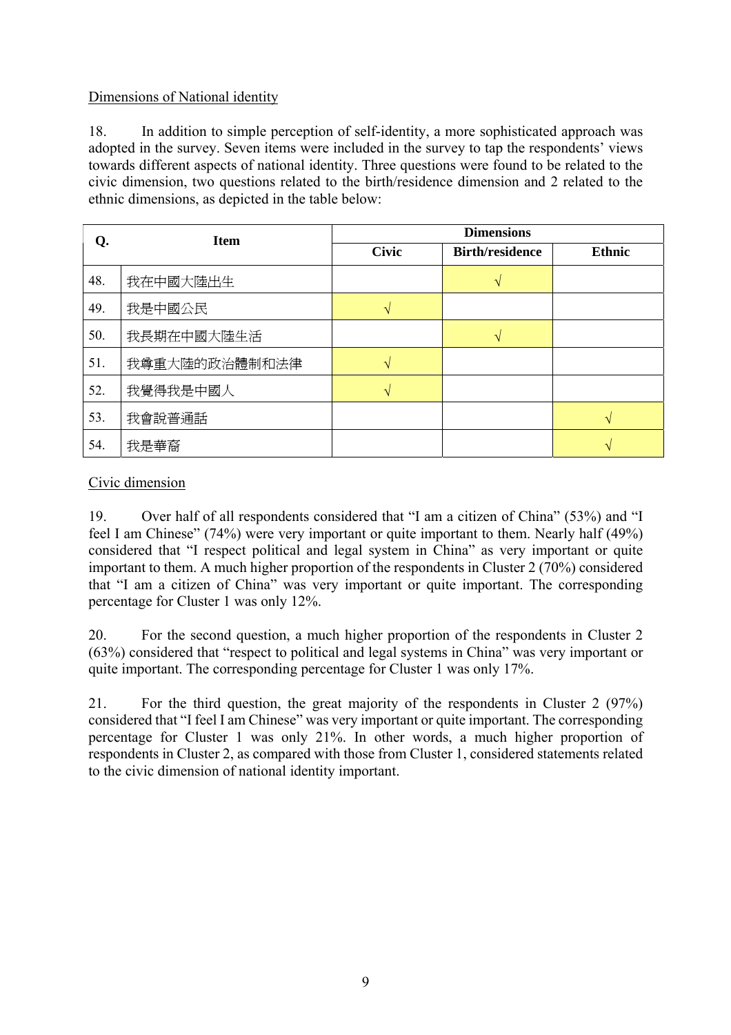Dimensions of National identity

18. In addition to simple perception of self-identity, a more sophisticated approach was adopted in the survey. Seven items were included in the survey to tap the respondents' views towards different aspects of national identity. Three questions were found to be related to the civic dimension, two questions related to the birth/residence dimension and 2 related to the ethnic dimensions, as depicted in the table below:

| Q. | Item | Dimensions | | |
|---|---|---|---|---|
| | | Civic | Birth/residence | Ethnic |
| 48. | 我在中國大陸出生 | | √ | |
| 49. | 我是中國公民 | √ | | |
| 50. | 我長期在中國大陸生活 | | √ | |
| 51. | 我尊重大陸的政治體制和法律 | √ | | |
| 52. | 我覺得我是中國人 | √ | | |
| 53. | 我會說普通話 | | | √ |
| 54. | 我是華裔 | | | √ |

Civic dimension

19. Over half of all respondents considered that "I am a citizen of China" (53%) and "I feel I am Chinese" (74%) were very important or quite important to them. Nearly half (49%) considered that "I respect political and legal system in China" as very important or quite important to them. A much higher proportion of the respondents in Cluster 2 (70%) considered that "I am a citizen of China" was very important or quite important. The corresponding percentage for Cluster 1 was only 12%.

20. For the second question, a much higher proportion of the respondents in Cluster 2 (63%) considered that "respect to political and legal systems in China" was very important or quite important. The corresponding percentage for Cluster 1 was only 17%.

21. For the third question, the great majority of the respondents in Cluster 2 (97%) considered that "I feel I am Chinese" was very important or quite important. The corresponding percentage for Cluster 1 was only 21%. In other words, a much higher proportion of respondents in Cluster 2, as compared with those from Cluster 1, considered statements related to the civic dimension of national identity important.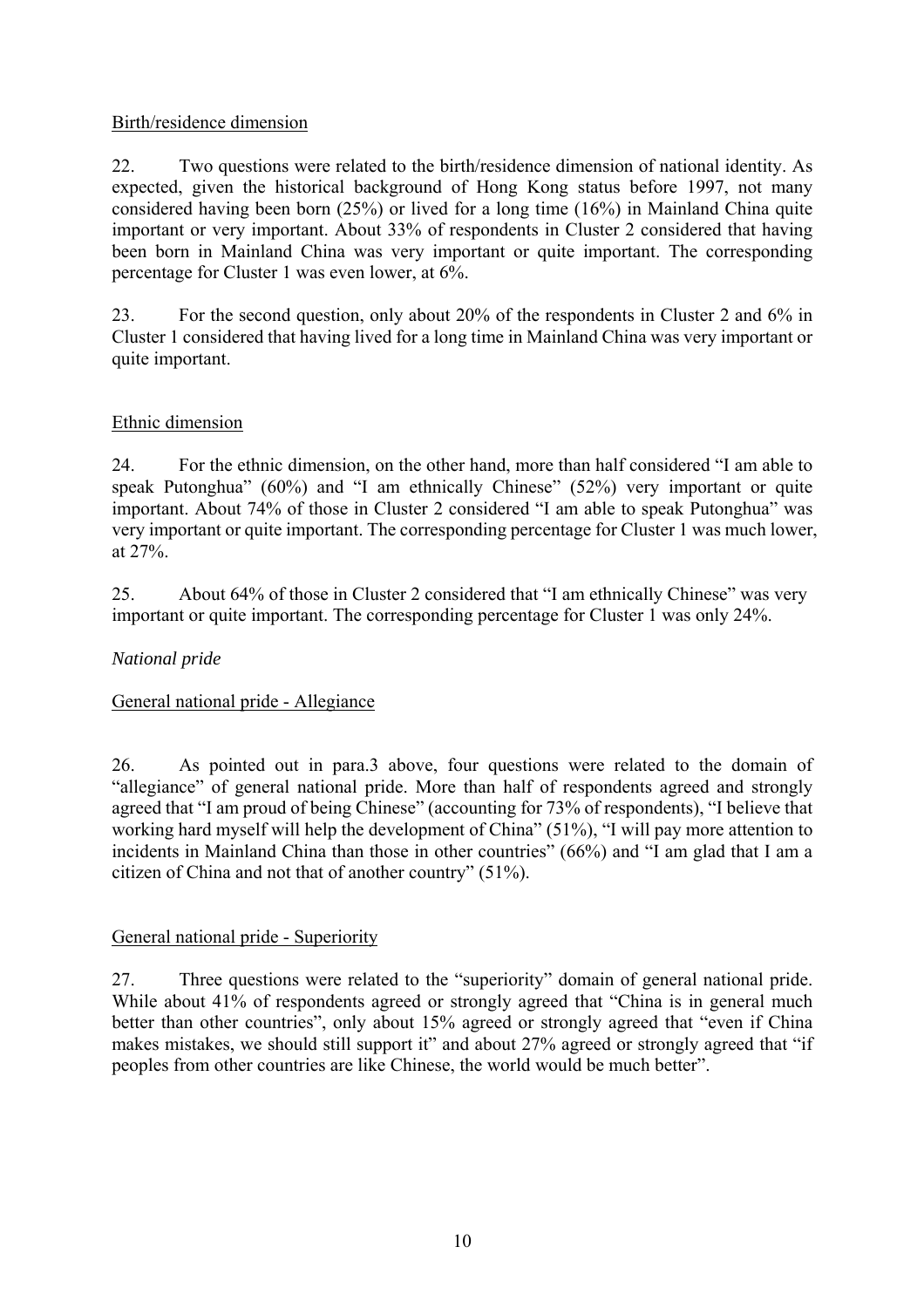Birth/residence dimension

22. Two questions were related to the birth/residence dimension of national identity. As expected, given the historical background of Hong Kong status before 1997, not many considered having been born (25%) or lived for a long time (16%) in Mainland China quite important or very important. About 33% of respondents in Cluster 2 considered that having been born in Mainland China was very important or quite important. The corresponding percentage for Cluster 1 was even lower, at 6%.

23. For the second question, only about 20% of the respondents in Cluster 2 and 6% in Cluster 1 considered that having lived for a long time in Mainland China was very important or quite important.

Ethnic dimension

24. For the ethnic dimension, on the other hand, more than half considered "I am able to speak Putonghua" (60%) and "I am ethnically Chinese" (52%) very important or quite important. About 74% of those in Cluster 2 considered "I am able to speak Putonghua" was very important or quite important. The corresponding percentage for Cluster 1 was much lower, at 27%.

25. About 64% of those in Cluster 2 considered that "I am ethnically Chinese" was very important or quite important. The corresponding percentage for Cluster 1 was only 24%.

*National pride*

General national pride - Allegiance

26. As pointed out in para.3 above, four questions were related to the domain of "allegiance" of general national pride. More than half of respondents agreed and strongly agreed that "I am proud of being Chinese" (accounting for 73% of respondents), "I believe that working hard myself will help the development of China" (51%), "I will pay more attention to incidents in Mainland China than those in other countries" (66%) and "I am glad that I am a citizen of China and not that of another country" (51%).

General national pride - Superiority

27. Three questions were related to the "superiority" domain of general national pride. While about 41% of respondents agreed or strongly agreed that "China is in general much better than other countries", only about 15% agreed or strongly agreed that "even if China makes mistakes, we should still support it" and about 27% agreed or strongly agreed that "if peoples from other countries are like Chinese, the world would be much better".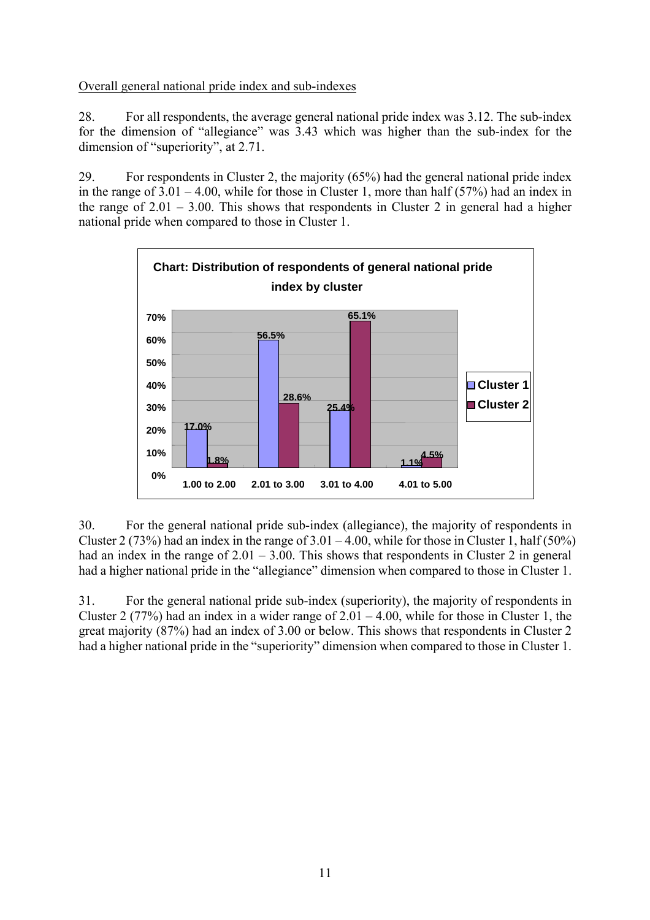Overall general national pride index and sub-indexes

28. For all respondents, the average general national pride index was 3.12. The sub-index for the dimension of "allegiance" was 3.43 which was higher than the sub-index for the dimension of "superiority", at 2.71.

29. For respondents in Cluster 2, the majority (65%) had the general national pride index in the range of 3.01 – 4.00, while for those in Cluster 1, more than half (57%) had an index in the range of 2.01 – 3.00. This shows that respondents in Cluster 2 in general had a higher national pride when compared to those in Cluster 1.

**Chart: Distribution of respondents of general national pride index by cluster**

| | 1.00 to 2.00 | 2.01 to 3.00 | 3.01 to 4.00 | 4.01 to 5.00 |
|---|---|---|---|---|
| Cluster 1 | 17.0% | 56.5% | 25.4% | 1.1% |
| Cluster 2 | 1.8% | 28.6% | 65.1% | 4.5% |

30. For the general national pride sub-index (allegiance), the majority of respondents in Cluster 2 (73%) had an index in the range of 3.01 – 4.00, while for those in Cluster 1, half (50%) had an index in the range of 2.01 – 3.00. This shows that respondents in Cluster 2 in general had a higher national pride in the "allegiance" dimension when compared to those in Cluster 1.

31. For the general national pride sub-index (superiority), the majority of respondents in Cluster 2 (77%) had an index in a wider range of 2.01 – 4.00, while for those in Cluster 1, the great majority (87%) had an index of 3.00 or below. This shows that respondents in Cluster 2 had a higher national pride in the "superiority" dimension when compared to those in Cluster 1.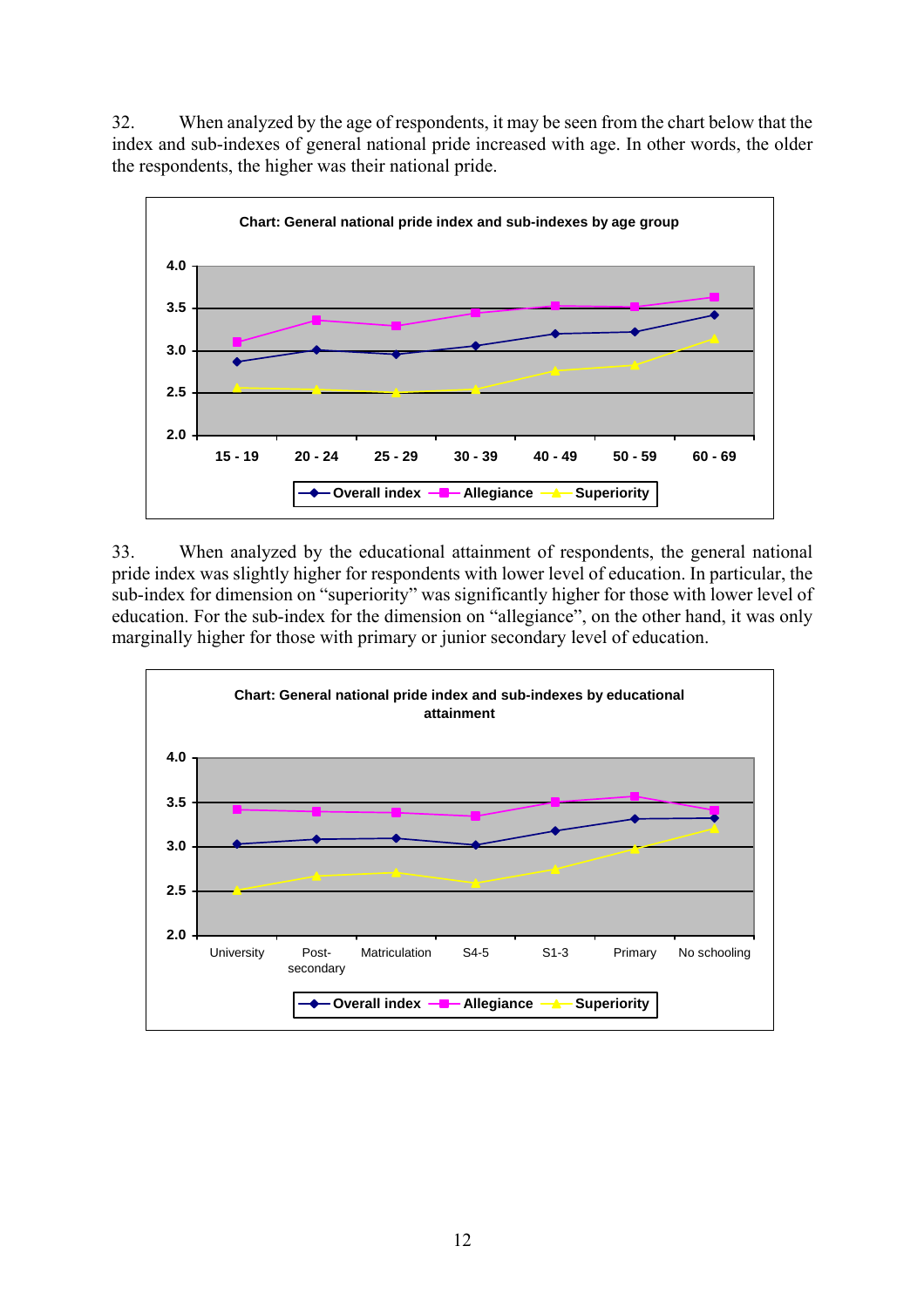32. When analyzed by the age of respondents, it may be seen from the chart below that the index and sub-indexes of general national pride increased with age. In other words, the older the respondents, the higher was their national pride.

**Chart: General national pride index and sub-indexes by age group**

33. When analyzed by the educational attainment of respondents, the general national pride index was slightly higher for respondents with lower level of education. In particular, the sub-index for dimension on "superiority" was significantly higher for those with lower level of education. For the sub-index for the dimension on "allegiance", on the other hand, it was only marginally higher for those with primary or junior secondary level of education.

**Chart: General national pride index and sub-indexes by educational attainment**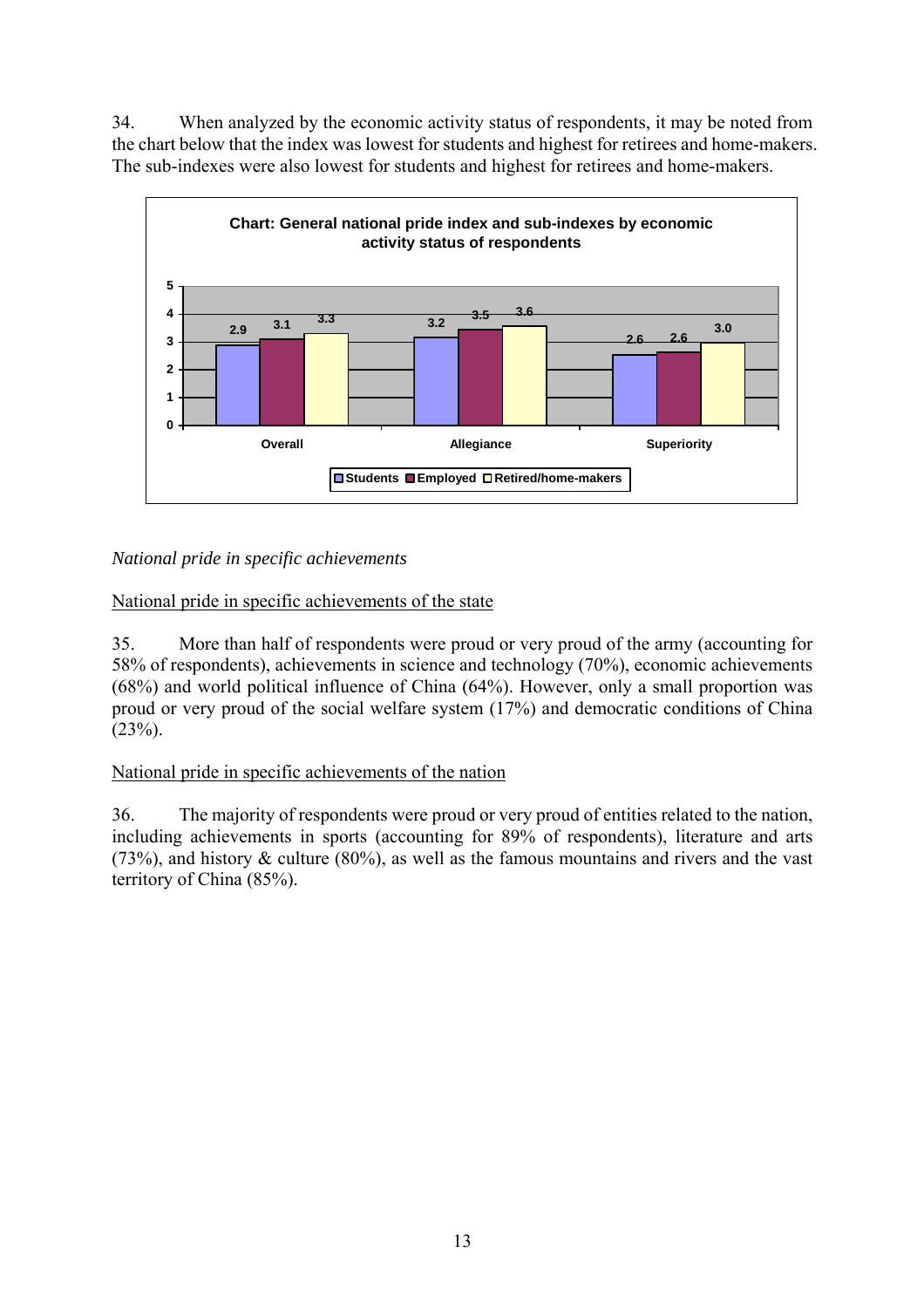34. When analyzed by the economic activity status of respondents, it may be noted from the chart below that the index was lowest for students and highest for retirees and home-makers. The sub-indexes were also lowest for students and highest for retirees and home-makers.

**Chart: General national pride index and sub-indexes by economic activity status of respondents**

| | Students | Employed | Retired/home-makers |
|---|---|---|---|
| Overall | 2.9 | 3.1 | 3.3 |
| Allegiance | 3.2 | 3.5 | 3.6 |
| Superiority | 2.6 | 2.6 | 3.0 |

*National pride in specific achievements*

National pride in specific achievements of the state

35. More than half of respondents were proud or very proud of the army (accounting for 58% of respondents), achievements in science and technology (70%), economic achievements (68%) and world political influence of China (64%). However, only a small proportion was proud or very proud of the social welfare system (17%) and democratic conditions of China (23%).

National pride in specific achievements of the nation

36. The majority of respondents were proud or very proud of entities related to the nation, including achievements in sports (accounting for 89% of respondents), literature and arts (73%), and history & culture (80%), as well as the famous mountains and rivers and the vast territory of China (85%).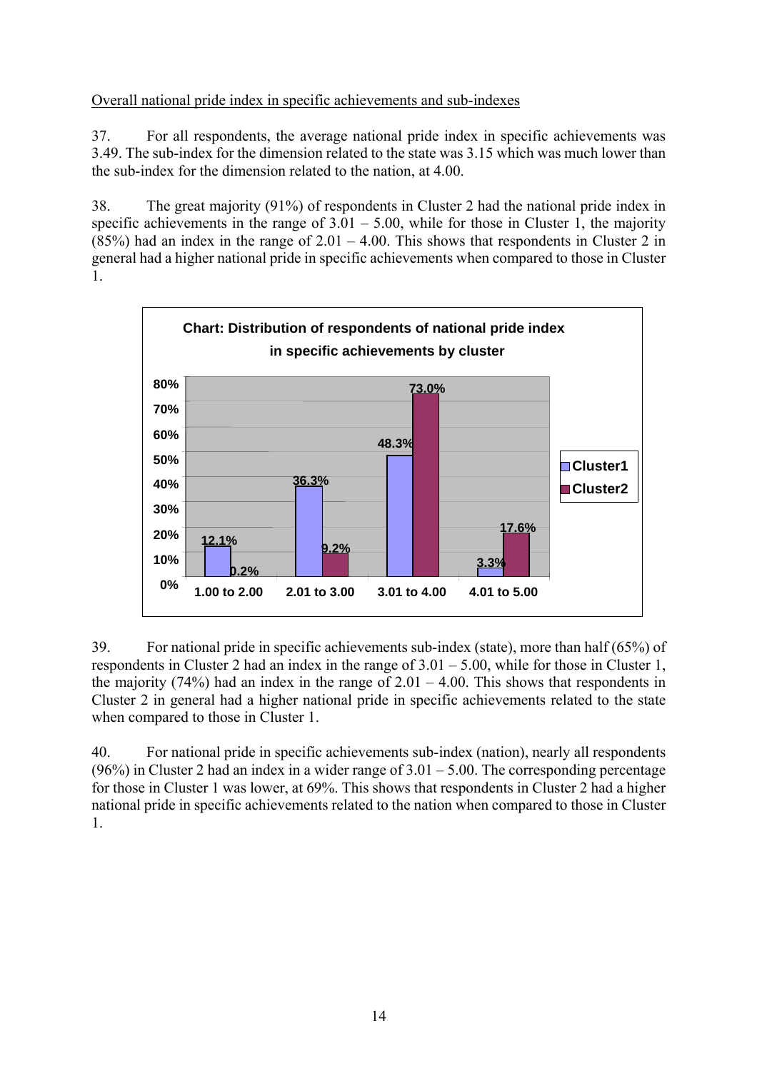Overall national pride index in specific achievements and sub-indexes

37. For all respondents, the average national pride index in specific achievements was 3.49. The sub-index for the dimension related to the state was 3.15 which was much lower than the sub-index for the dimension related to the nation, at 4.00.

38. The great majority (91%) of respondents in Cluster 2 had the national pride index in specific achievements in the range of 3.01 – 5.00, while for those in Cluster 1, the majority (85%) had an index in the range of 2.01 – 4.00. This shows that respondents in Cluster 2 in general had a higher national pride in specific achievements when compared to those in Cluster 1.

**Chart: Distribution of respondents of national pride index in specific achievements by cluster**

| | 1.00 to 2.00 | 2.01 to 3.00 | 3.01 to 4.00 | 4.01 to 5.00 |
|---|---|---|---|---|
| Cluster1 | 12.1% | 36.3% | 48.3% | 3.3% |
| Cluster2 | 0.2% | 9.2% | 73.0% | 17.6% |

39. For national pride in specific achievements sub-index (state), more than half (65%) of respondents in Cluster 2 had an index in the range of 3.01 – 5.00, while for those in Cluster 1, the majority (74%) had an index in the range of 2.01 – 4.00. This shows that respondents in Cluster 2 in general had a higher national pride in specific achievements related to the state when compared to those in Cluster 1.

40. For national pride in specific achievements sub-index (nation), nearly all respondents (96%) in Cluster 2 had an index in a wider range of 3.01 – 5.00. The corresponding percentage for those in Cluster 1 was lower, at 69%. This shows that respondents in Cluster 2 had a higher national pride in specific achievements related to the nation when compared to those in Cluster 1.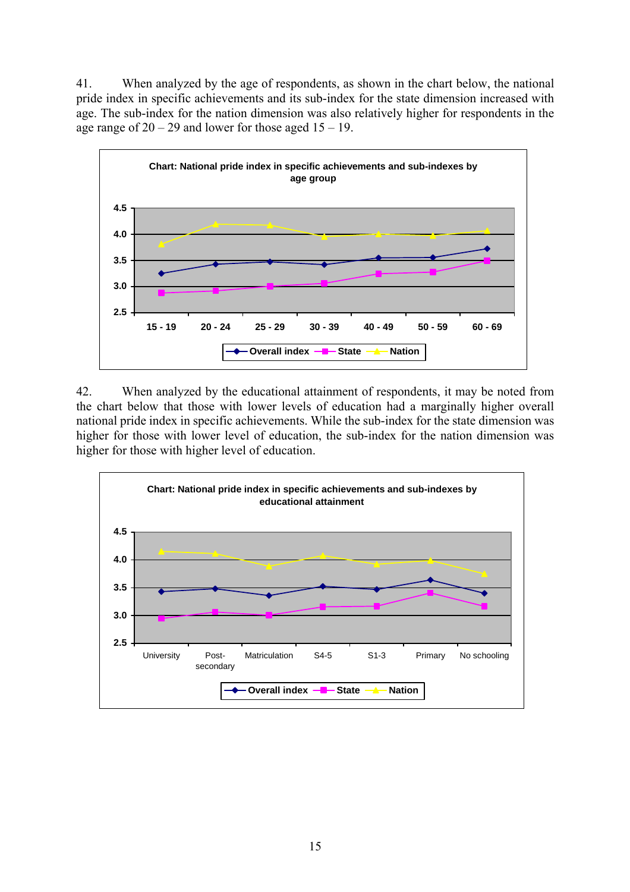41. When analyzed by the age of respondents, as shown in the chart below, the national pride index in specific achievements and its sub-index for the state dimension increased with age. The sub-index for the nation dimension was also relatively higher for respondents in the age range of 20 – 29 and lower for those aged 15 – 19.

Chart: National pride index in specific achievements and sub-indexes by age group

42. When analyzed by the educational attainment of respondents, it may be noted from the chart below that those with lower levels of education had a marginally higher overall national pride index in specific achievements. While the sub-index for the state dimension was higher for those with lower level of education, the sub-index for the nation dimension was higher for those with higher level of education.

Chart: National pride index in specific achievements and sub-indexes by educational attainment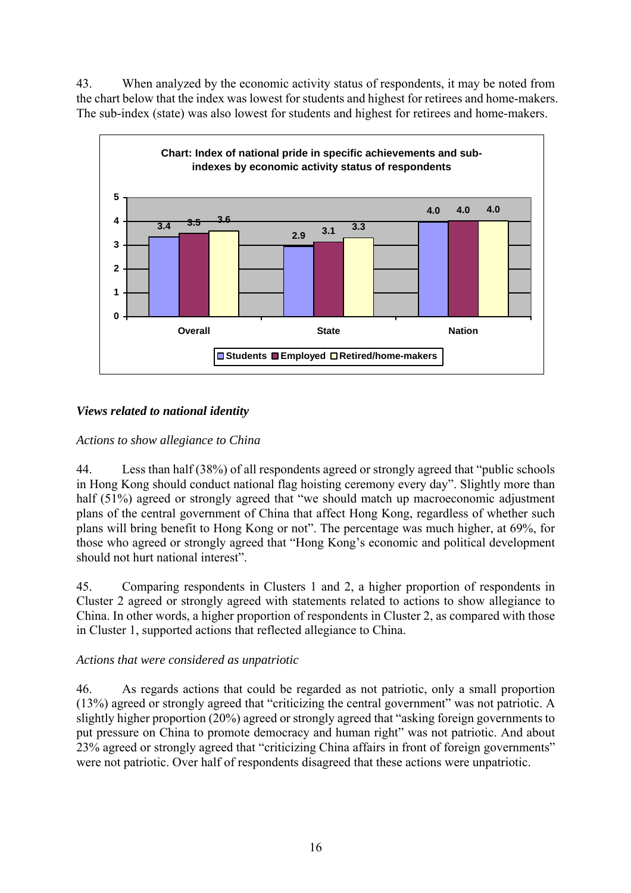43. When analyzed by the economic activity status of respondents, it may be noted from the chart below that the index was lowest for students and highest for retirees and home-makers. The sub-index (state) was also lowest for students and highest for retirees and home-makers.

**Chart: Index of national pride in specific achievements and sub-indexes by economic activity status of respondents**

| | Students | Employed | Retired/home-makers |
|---|---|---|---|
| Overall | 3.4 | 3.5 | 3.6 |
| State | 2.9 | 3.1 | 3.3 |
| Nation | 4.0 | 4.0 | 4.0 |

### *Views related to national identity*

*Actions to show allegiance to China*

44. Less than half (38%) of all respondents agreed or strongly agreed that "public schools in Hong Kong should conduct national flag hoisting ceremony every day". Slightly more than half (51%) agreed or strongly agreed that "we should match up macroeconomic adjustment plans of the central government of China that affect Hong Kong, regardless of whether such plans will bring benefit to Hong Kong or not". The percentage was much higher, at 69%, for those who agreed or strongly agreed that "Hong Kong's economic and political development should not hurt national interest".

45. Comparing respondents in Clusters 1 and 2, a higher proportion of respondents in Cluster 2 agreed or strongly agreed with statements related to actions to show allegiance to China. In other words, a higher proportion of respondents in Cluster 2, as compared with those in Cluster 1, supported actions that reflected allegiance to China.

*Actions that were considered as unpatriotic*

46. As regards actions that could be regarded as not patriotic, only a small proportion (13%) agreed or strongly agreed that "criticizing the central government" was not patriotic. A slightly higher proportion (20%) agreed or strongly agreed that "asking foreign governments to put pressure on China to promote democracy and human right" was not patriotic. And about 23% agreed or strongly agreed that "criticizing China affairs in front of foreign governments" were not patriotic. Over half of respondents disagreed that these actions were unpatriotic.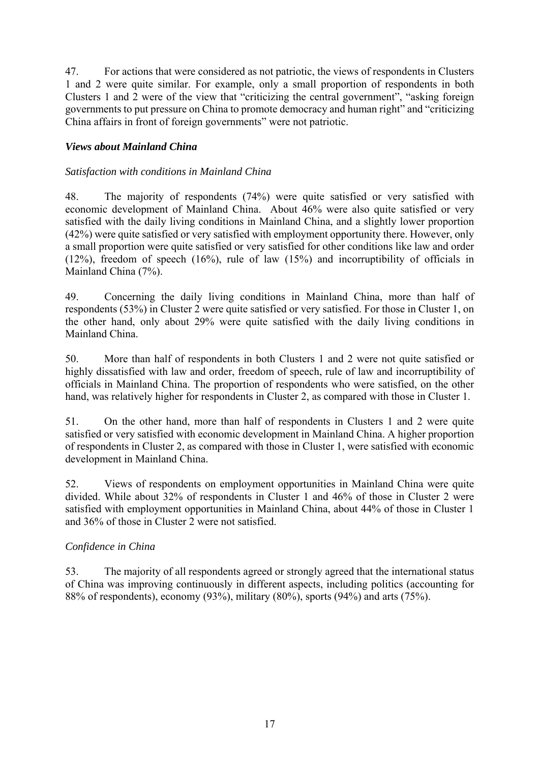47. For actions that were considered as not patriotic, the views of respondents in Clusters 1 and 2 were quite similar. For example, only a small proportion of respondents in both Clusters 1 and 2 were of the view that "criticizing the central government", "asking foreign governments to put pressure on China to promote democracy and human right" and "criticizing China affairs in front of foreign governments" were not patriotic.

### *Views about Mainland China*

*Satisfaction with conditions in Mainland China*

48. The majority of respondents (74%) were quite satisfied or very satisfied with economic development of Mainland China. About 46% were also quite satisfied or very satisfied with the daily living conditions in Mainland China, and a slightly lower proportion (42%) were quite satisfied or very satisfied with employment opportunity there. However, only a small proportion were quite satisfied or very satisfied for other conditions like law and order (12%), freedom of speech (16%), rule of law (15%) and incorruptibility of officials in Mainland China (7%).

49. Concerning the daily living conditions in Mainland China, more than half of respondents (53%) in Cluster 2 were quite satisfied or very satisfied. For those in Cluster 1, on the other hand, only about 29% were quite satisfied with the daily living conditions in Mainland China.

50. More than half of respondents in both Clusters 1 and 2 were not quite satisfied or highly dissatisfied with law and order, freedom of speech, rule of law and incorruptibility of officials in Mainland China. The proportion of respondents who were satisfied, on the other hand, was relatively higher for respondents in Cluster 2, as compared with those in Cluster 1.

51. On the other hand, more than half of respondents in Clusters 1 and 2 were quite satisfied or very satisfied with economic development in Mainland China. A higher proportion of respondents in Cluster 2, as compared with those in Cluster 1, were satisfied with economic development in Mainland China.

52. Views of respondents on employment opportunities in Mainland China were quite divided. While about 32% of respondents in Cluster 1 and 46% of those in Cluster 2 were satisfied with employment opportunities in Mainland China, about 44% of those in Cluster 1 and 36% of those in Cluster 2 were not satisfied.

*Confidence in China*

53. The majority of all respondents agreed or strongly agreed that the international status of China was improving continuously in different aspects, including politics (accounting for 88% of respondents), economy (93%), military (80%), sports (94%) and arts (75%).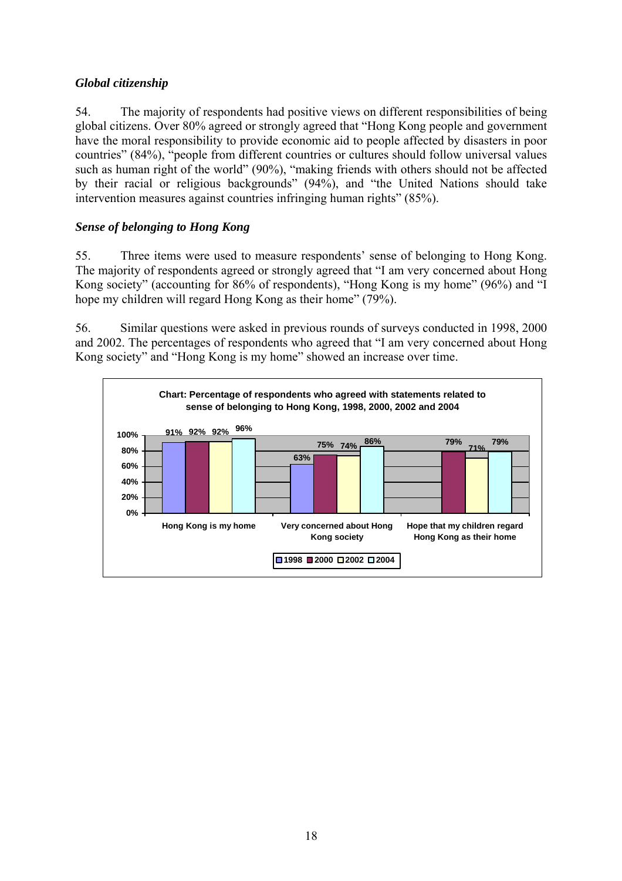### *Global citizenship*

54. The majority of respondents had positive views on different responsibilities of being global citizens. Over 80% agreed or strongly agreed that "Hong Kong people and government have the moral responsibility to provide economic aid to people affected by disasters in poor countries" (84%), "people from different countries or cultures should follow universal values such as human right of the world" (90%), "making friends with others should not be affected by their racial or religious backgrounds" (94%), and "the United Nations should take intervention measures against countries infringing human rights" (85%).

### *Sense of belonging to Hong Kong*

55. Three items were used to measure respondents' sense of belonging to Hong Kong. The majority of respondents agreed or strongly agreed that "I am very concerned about Hong Kong society" (accounting for 86% of respondents), "Hong Kong is my home" (96%) and "I hope my children will regard Hong Kong as their home" (79%).

56. Similar questions were asked in previous rounds of surveys conducted in 1998, 2000 and 2002. The percentages of respondents who agreed that "I am very concerned about Hong Kong society" and "Hong Kong is my home" showed an increase over time.

**Chart: Percentage of respondents who agreed with statements related to sense of belonging to Hong Kong, 1998, 2000, 2002 and 2004**

| | 1998 | 2000 | 2002 | 2004 |
|---|---|---|---|---|
| Hong Kong is my home | 91% | 92% | 92% | 96% |
| Very concerned about Hong Kong society | 63% | 75% | 74% | 86% |
| Hope that my children regard Hong Kong as their home | | 79% | 71% | 79% |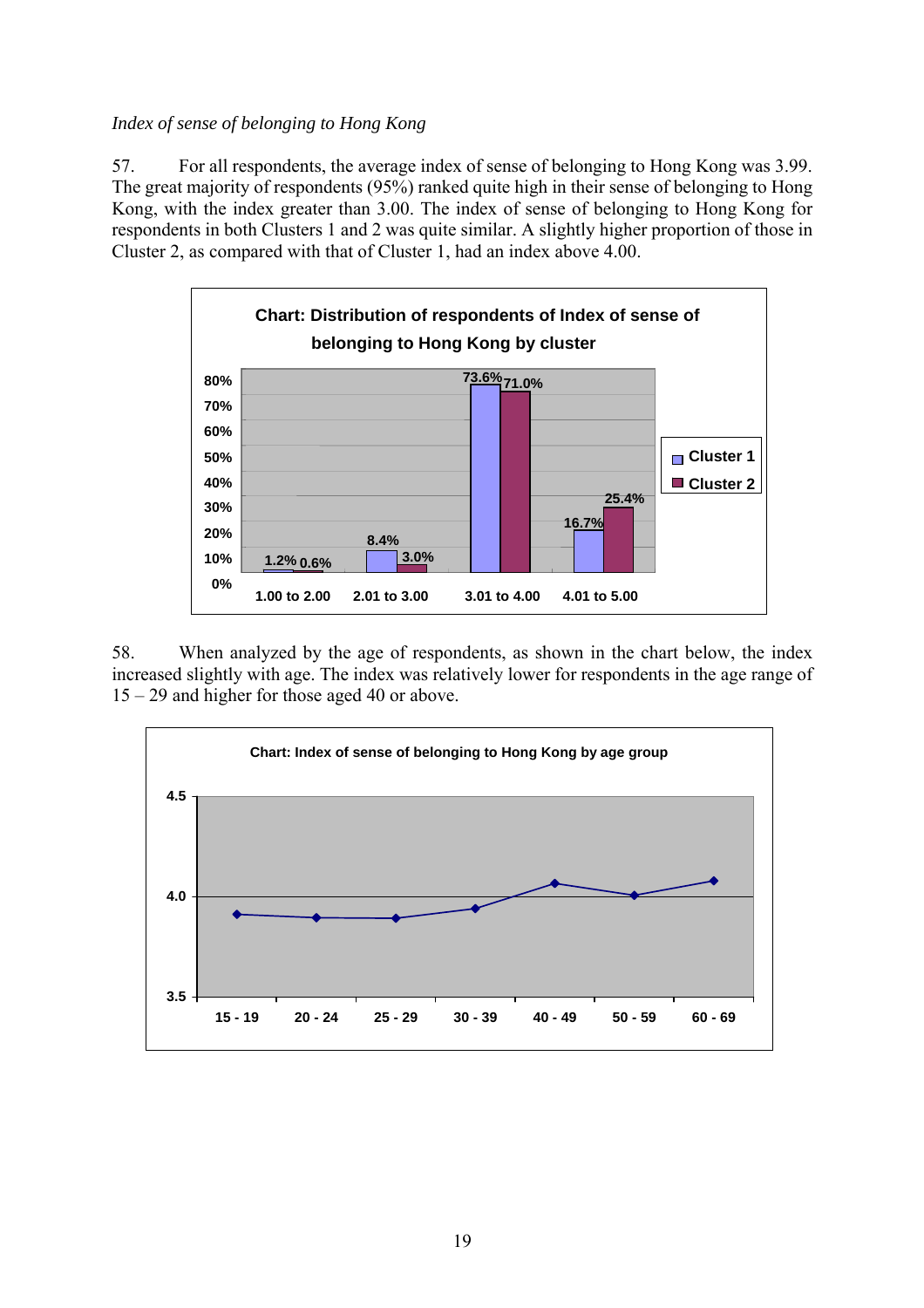*Index of sense of belonging to Hong Kong*

57. For all respondents, the average index of sense of belonging to Hong Kong was 3.99. The great majority of respondents (95%) ranked quite high in their sense of belonging to Hong Kong, with the index greater than 3.00. The index of sense of belonging to Hong Kong for respondents in both Clusters 1 and 2 was quite similar. A slightly higher proportion of those in Cluster 2, as compared with that of Cluster 1, had an index above 4.00.

**Chart: Distribution of respondents of Index of sense of belonging to Hong Kong by cluster**

| Index | Cluster 1 | Cluster 2 |
|---|---|---|
| 1.00 to 2.00 | 1.2% | 0.6% |
| 2.01 to 3.00 | 8.4% | 3.0% |
| 3.01 to 4.00 | 73.6% | 71.0% |
| 4.01 to 5.00 | 16.7% | 25.4% |

58. When analyzed by the age of respondents, as shown in the chart below, the index increased slightly with age. The index was relatively lower for respondents in the age range of 15 – 29 and higher for those aged 40 or above.

**Chart: Index of sense of belonging to Hong Kong by age group**

(Line chart; y-axis from 3.5 to 4.5; x-axis age groups: 15 - 19, 20 - 24, 25 - 29, 30 - 39, 40 - 49, 50 - 59, 60 - 69)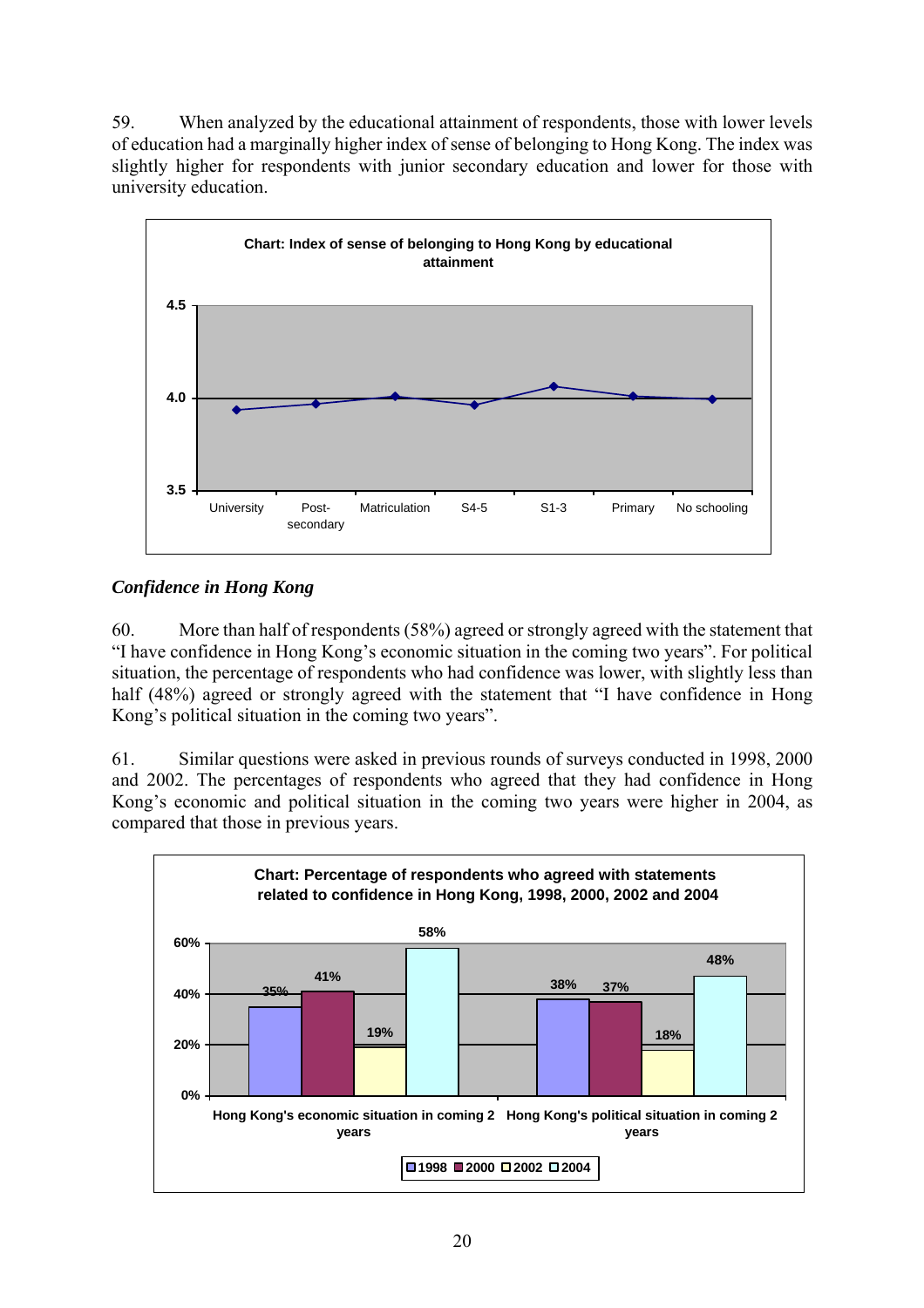59. When analyzed by the educational attainment of respondents, those with lower levels of education had a marginally higher index of sense of belonging to Hong Kong. The index was slightly higher for respondents with junior secondary education and lower for those with university education.

**Chart: Index of sense of belonging to Hong Kong by educational attainment**

4.5

4.0

3.5

University | Post-secondary | Matriculation | S4-5 | S1-3 | Primary | No schooling

### *Confidence in Hong Kong*

60. More than half of respondents (58%) agreed or strongly agreed with the statement that "I have confidence in Hong Kong's economic situation in the coming two years". For political situation, the percentage of respondents who had confidence was lower, with slightly less than half (48%) agreed or strongly agreed with the statement that "I have confidence in Hong Kong's political situation in the coming two years".

61. Similar questions were asked in previous rounds of surveys conducted in 1998, 2000 and 2002. The percentages of respondents who agreed that they had confidence in Hong Kong's economic and political situation in the coming two years were higher in 2004, as compared that those in previous years.

**Chart: Percentage of respondents who agreed with statements related to confidence in Hong Kong, 1998, 2000, 2002 and 2004**

| | 1998 | 2000 | 2002 | 2004 |
|---|---|---|---|---|
| Hong Kong's economic situation in coming 2 years | 35% | 41% | 19% | 58% |
| Hong Kong's political situation in coming 2 years | 38% | 37% | 18% | 48% |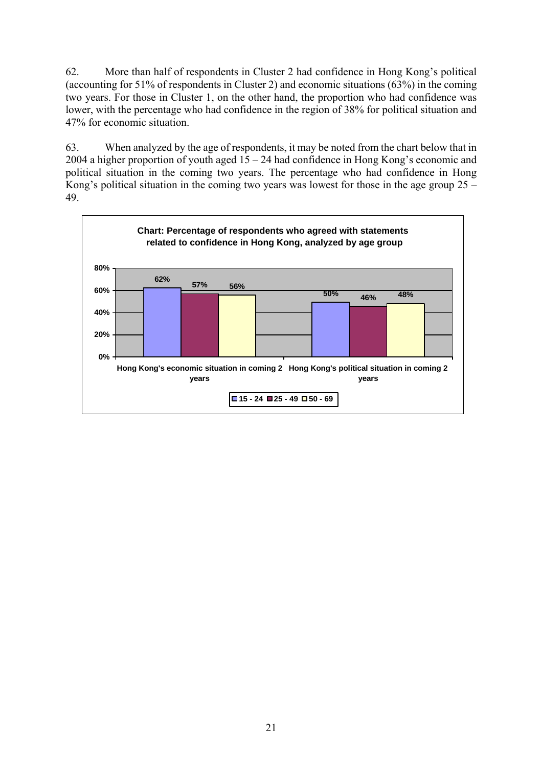62. More than half of respondents in Cluster 2 had confidence in Hong Kong's political (accounting for 51% of respondents in Cluster 2) and economic situations (63%) in the coming two years. For those in Cluster 1, on the other hand, the proportion who had confidence was lower, with the percentage who had confidence in the region of 38% for political situation and 47% for economic situation.

63. When analyzed by the age of respondents, it may be noted from the chart below that in 2004 a higher proportion of youth aged 15 – 24 had confidence in Hong Kong's economic and political situation in the coming two years. The percentage who had confidence in Hong Kong's political situation in the coming two years was lowest for those in the age group 25 – 49.

**Chart: Percentage of respondents who agreed with statements related to confidence in Hong Kong, analyzed by age group**

| | 15 - 24 | 25 - 49 | 50 - 69 |
|---|---|---|---|
| Hong Kong's economic situation in coming 2 years | 62% | 57% | 56% |
| Hong Kong's political situation in coming 2 years | 50% | 46% | 48% |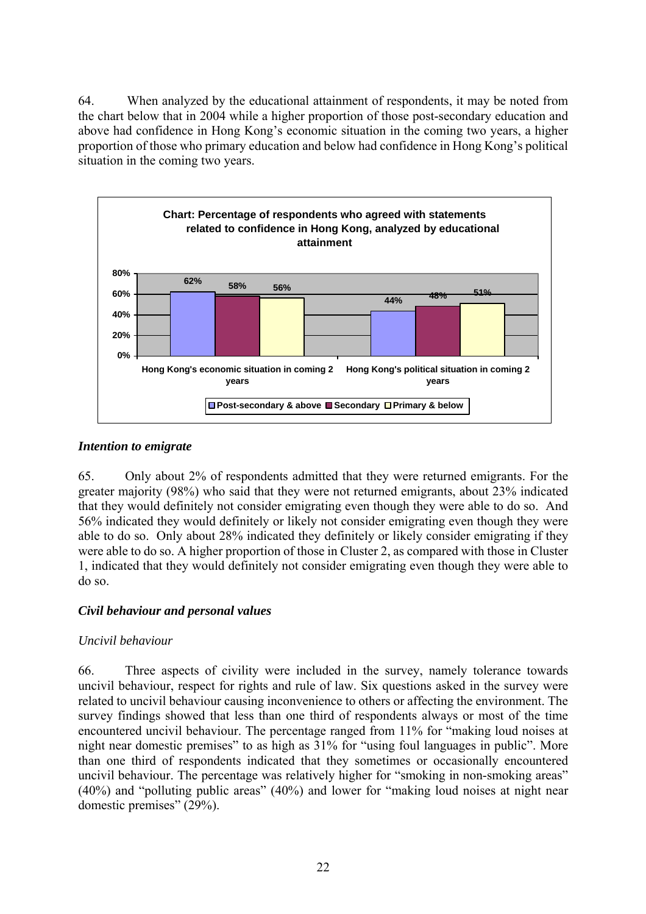64. When analyzed by the educational attainment of respondents, it may be noted from the chart below that in 2004 while a higher proportion of those post-secondary education and above had confidence in Hong Kong's economic situation in the coming two years, a higher proportion of those who primary education and below had confidence in Hong Kong's political situation in the coming two years.

**Chart: Percentage of respondents who agreed with statements related to confidence in Hong Kong, analyzed by educational attainment**

| | Post-secondary & above | Secondary | Primary & below |
|---|---|---|---|
| Hong Kong's economic situation in coming 2 years | 62% | 58% | 56% |
| Hong Kong's political situation in coming 2 years | 44% | 48% | 51% |

### *Intention to emigrate*

65. Only about 2% of respondents admitted that they were returned emigrants. For the greater majority (98%) who said that they were not returned emigrants, about 23% indicated that they would definitely not consider emigrating even though they were able to do so. And 56% indicated they would definitely or likely not consider emigrating even though they were able to do so. Only about 28% indicated they definitely or likely consider emigrating if they were able to do so. A higher proportion of those in Cluster 2, as compared with those in Cluster 1, indicated that they would definitely not consider emigrating even though they were able to do so.

### *Civil behaviour and personal values*

#### *Uncivil behaviour*

66. Three aspects of civility were included in the survey, namely tolerance towards uncivil behaviour, respect for rights and rule of law. Six questions asked in the survey were related to uncivil behaviour causing inconvenience to others or affecting the environment. The survey findings showed that less than one third of respondents always or most of the time encountered uncivil behaviour. The percentage ranged from 11% for "making loud noises at night near domestic premises" to as high as 31% for "using foul languages in public". More than one third of respondents indicated that they sometimes or occasionally encountered uncivil behaviour. The percentage was relatively higher for "smoking in non-smoking areas" (40%) and "polluting public areas" (40%) and lower for "making loud noises at night near domestic premises" (29%).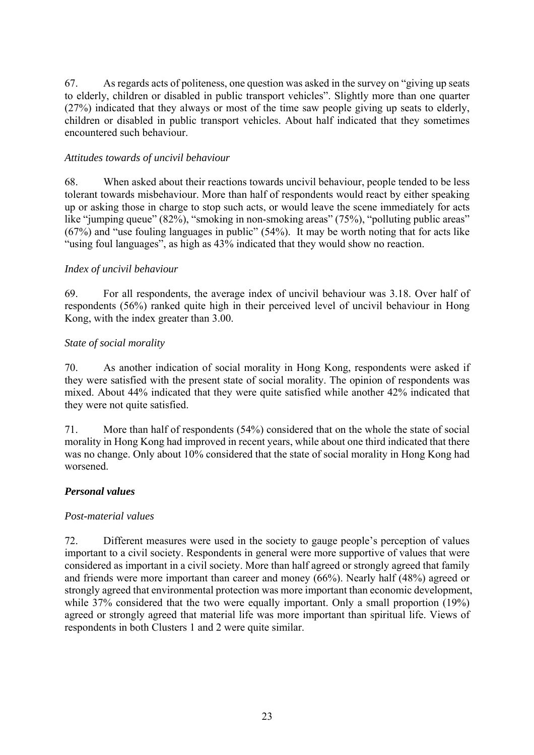67. As regards acts of politeness, one question was asked in the survey on "giving up seats to elderly, children or disabled in public transport vehicles". Slightly more than one quarter (27%) indicated that they always or most of the time saw people giving up seats to elderly, children or disabled in public transport vehicles. About half indicated that they sometimes encountered such behaviour.

*Attitudes towards of uncivil behaviour*

68. When asked about their reactions towards uncivil behaviour, people tended to be less tolerant towards misbehaviour. More than half of respondents would react by either speaking up or asking those in charge to stop such acts, or would leave the scene immediately for acts like "jumping queue" (82%), "smoking in non-smoking areas" (75%), "polluting public areas" (67%) and "use fouling languages in public" (54%). It may be worth noting that for acts like "using foul languages", as high as 43% indicated that they would show no reaction.

*Index of uncivil behaviour*

69. For all respondents, the average index of uncivil behaviour was 3.18. Over half of respondents (56%) ranked quite high in their perceived level of uncivil behaviour in Hong Kong, with the index greater than 3.00.

*State of social morality*

70. As another indication of social morality in Hong Kong, respondents were asked if they were satisfied with the present state of social morality. The opinion of respondents was mixed. About 44% indicated that they were quite satisfied while another 42% indicated that they were not quite satisfied.

71. More than half of respondents (54%) considered that on the whole the state of social morality in Hong Kong had improved in recent years, while about one third indicated that there was no change. Only about 10% considered that the state of social morality in Hong Kong had worsened.

***Personal values***

*Post-material values*

72. Different measures were used in the society to gauge people's perception of values important to a civil society. Respondents in general were more supportive of values that were considered as important in a civil society. More than half agreed or strongly agreed that family and friends were more important than career and money (66%). Nearly half (48%) agreed or strongly agreed that environmental protection was more important than economic development, while 37% considered that the two were equally important. Only a small proportion (19%) agreed or strongly agreed that material life was more important than spiritual life. Views of respondents in both Clusters 1 and 2 were quite similar.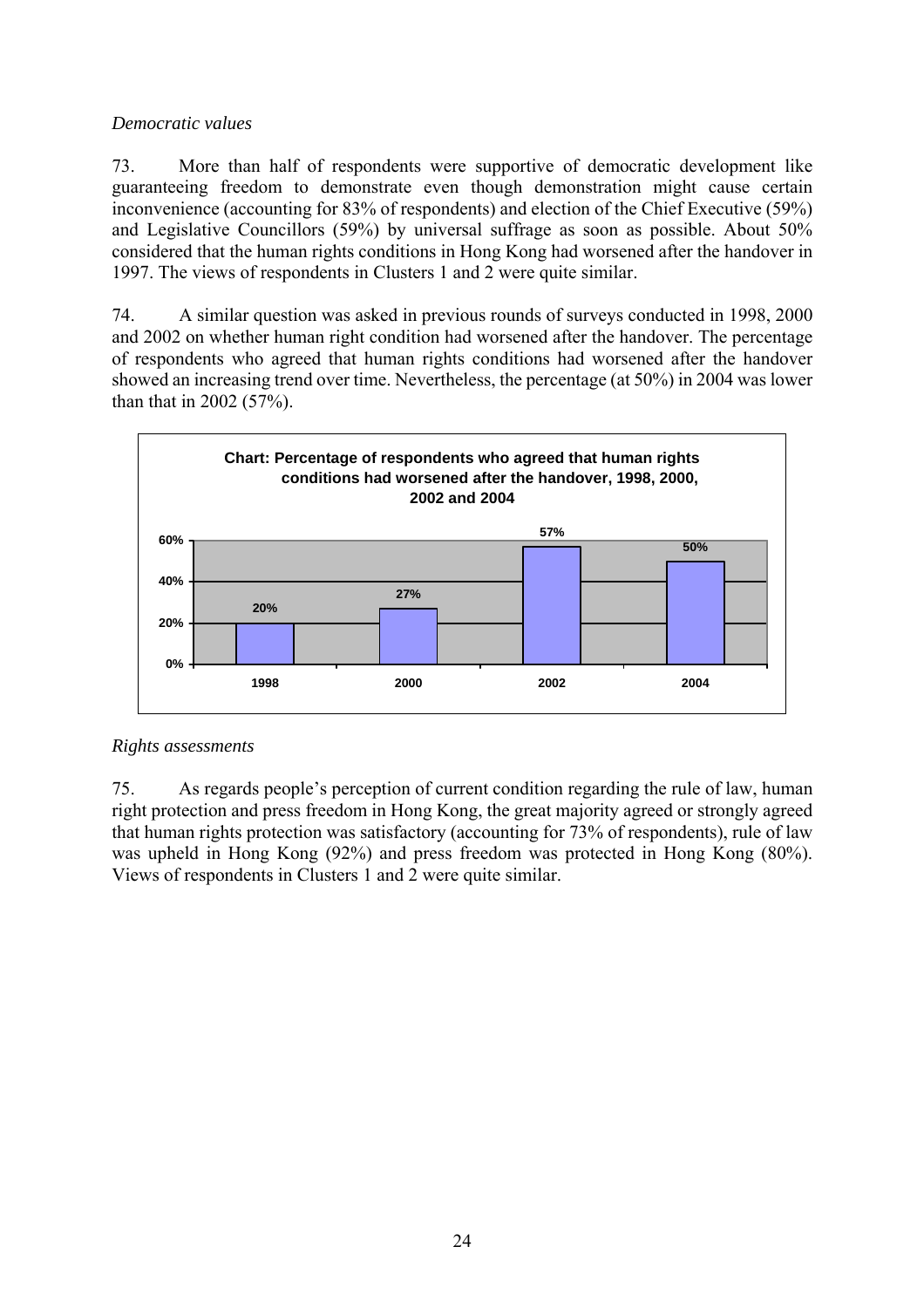*Democratic values*

73. More than half of respondents were supportive of democratic development like guaranteeing freedom to demonstrate even though demonstration might cause certain inconvenience (accounting for 83% of respondents) and election of the Chief Executive (59%) and Legislative Councillors (59%) by universal suffrage as soon as possible. About 50% considered that the human rights conditions in Hong Kong had worsened after the handover in 1997. The views of respondents in Clusters 1 and 2 were quite similar.

74. A similar question was asked in previous rounds of surveys conducted in 1998, 2000 and 2002 on whether human right condition had worsened after the handover. The percentage of respondents who agreed that human rights conditions had worsened after the handover showed an increasing trend over time. Nevertheless, the percentage (at 50%) in 2004 was lower than that in 2002 (57%).

**Chart: Percentage of respondents who agreed that human rights conditions had worsened after the handover, 1998, 2000, 2002 and 2004**

| Year | Percentage |
|---|---|
| 1998 | 20% |
| 2000 | 27% |
| 2002 | 57% |
| 2004 | 50% |

*Rights assessments*

75. As regards people's perception of current condition regarding the rule of law, human right protection and press freedom in Hong Kong, the great majority agreed or strongly agreed that human rights protection was satisfactory (accounting for 73% of respondents), rule of law was upheld in Hong Kong (92%) and press freedom was protected in Hong Kong (80%). Views of respondents in Clusters 1 and 2 were quite similar.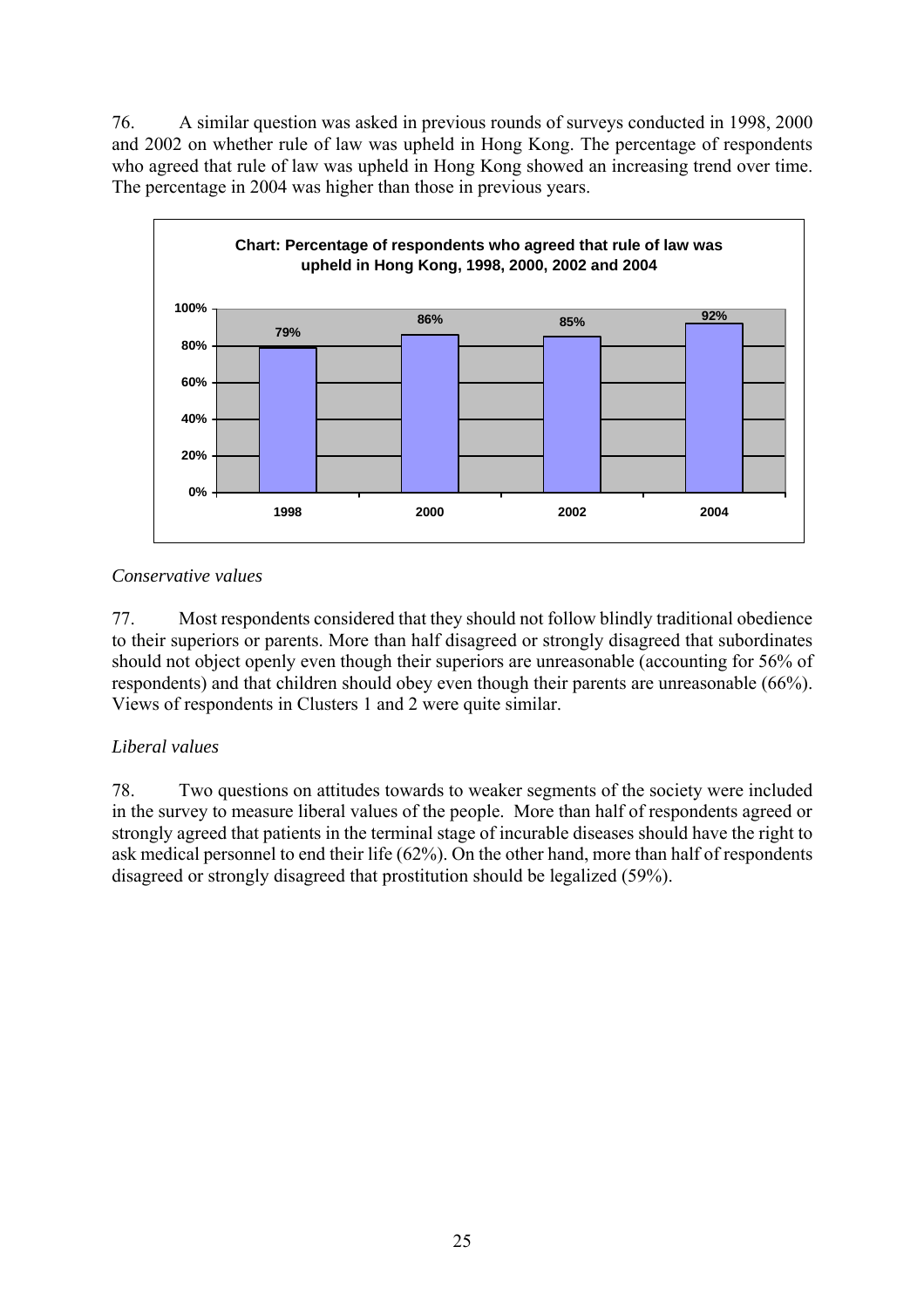76. A similar question was asked in previous rounds of surveys conducted in 1998, 2000 and 2002 on whether rule of law was upheld in Hong Kong. The percentage of respondents who agreed that rule of law was upheld in Hong Kong showed an increasing trend over time. The percentage in 2004 was higher than those in previous years.

**Chart: Percentage of respondents who agreed that rule of law was upheld in Hong Kong, 1998, 2000, 2002 and 2004**

| Year | Percentage |
|---|---|
| 1998 | 79% |
| 2000 | 86% |
| 2002 | 85% |
| 2004 | 92% |

*Conservative values*

77. Most respondents considered that they should not follow blindly traditional obedience to their superiors or parents. More than half disagreed or strongly disagreed that subordinates should not object openly even though their superiors are unreasonable (accounting for 56% of respondents) and that children should obey even though their parents are unreasonable (66%). Views of respondents in Clusters 1 and 2 were quite similar.

*Liberal values*

78. Two questions on attitudes towards to weaker segments of the society were included in the survey to measure liberal values of the people. More than half of respondents agreed or strongly agreed that patients in the terminal stage of incurable diseases should have the right to ask medical personnel to end their life (62%). On the other hand, more than half of respondents disagreed or strongly disagreed that prostitution should be legalized (59%).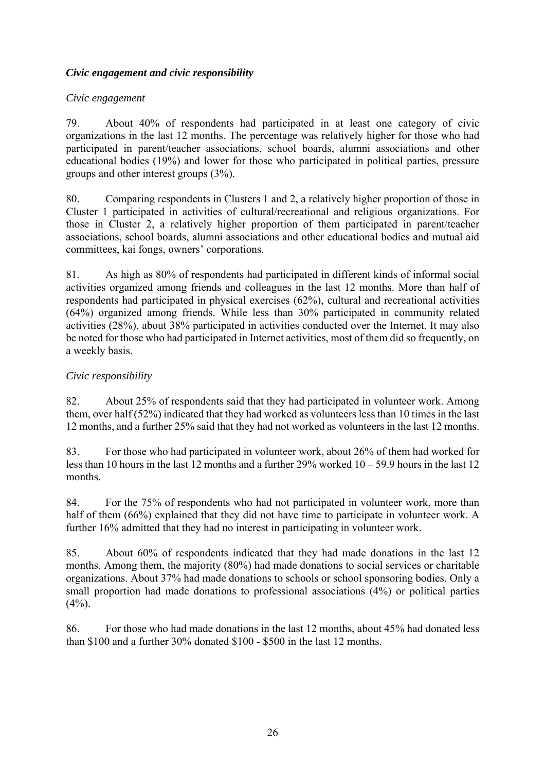### *Civic engagement and civic responsibility*

*Civic engagement*

79. About 40% of respondents had participated in at least one category of civic organizations in the last 12 months. The percentage was relatively higher for those who had participated in parent/teacher associations, school boards, alumni associations and other educational bodies (19%) and lower for those who participated in political parties, pressure groups and other interest groups (3%).

80. Comparing respondents in Clusters 1 and 2, a relatively higher proportion of those in Cluster 1 participated in activities of cultural/recreational and religious organizations. For those in Cluster 2, a relatively higher proportion of them participated in parent/teacher associations, school boards, alumni associations and other educational bodies and mutual aid committees, kai fongs, owners' corporations.

81. As high as 80% of respondents had participated in different kinds of informal social activities organized among friends and colleagues in the last 12 months. More than half of respondents had participated in physical exercises (62%), cultural and recreational activities (64%) organized among friends. While less than 30% participated in community related activities (28%), about 38% participated in activities conducted over the Internet. It may also be noted for those who had participated in Internet activities, most of them did so frequently, on a weekly basis.

*Civic responsibility*

82. About 25% of respondents said that they had participated in volunteer work. Among them, over half (52%) indicated that they had worked as volunteers less than 10 times in the last 12 months, and a further 25% said that they had not worked as volunteers in the last 12 months.

83. For those who had participated in volunteer work, about 26% of them had worked for less than 10 hours in the last 12 months and a further 29% worked 10 – 59.9 hours in the last 12 months.

84. For the 75% of respondents who had not participated in volunteer work, more than half of them (66%) explained that they did not have time to participate in volunteer work. A further 16% admitted that they had no interest in participating in volunteer work.

85. About 60% of respondents indicated that they had made donations in the last 12 months. Among them, the majority (80%) had made donations to social services or charitable organizations. About 37% had made donations to schools or school sponsoring bodies. Only a small proportion had made donations to professional associations (4%) or political parties (4%).

86. For those who had made donations in the last 12 months, about 45% had donated less than $100 and a further 30% donated $100 - $500 in the last 12 months.